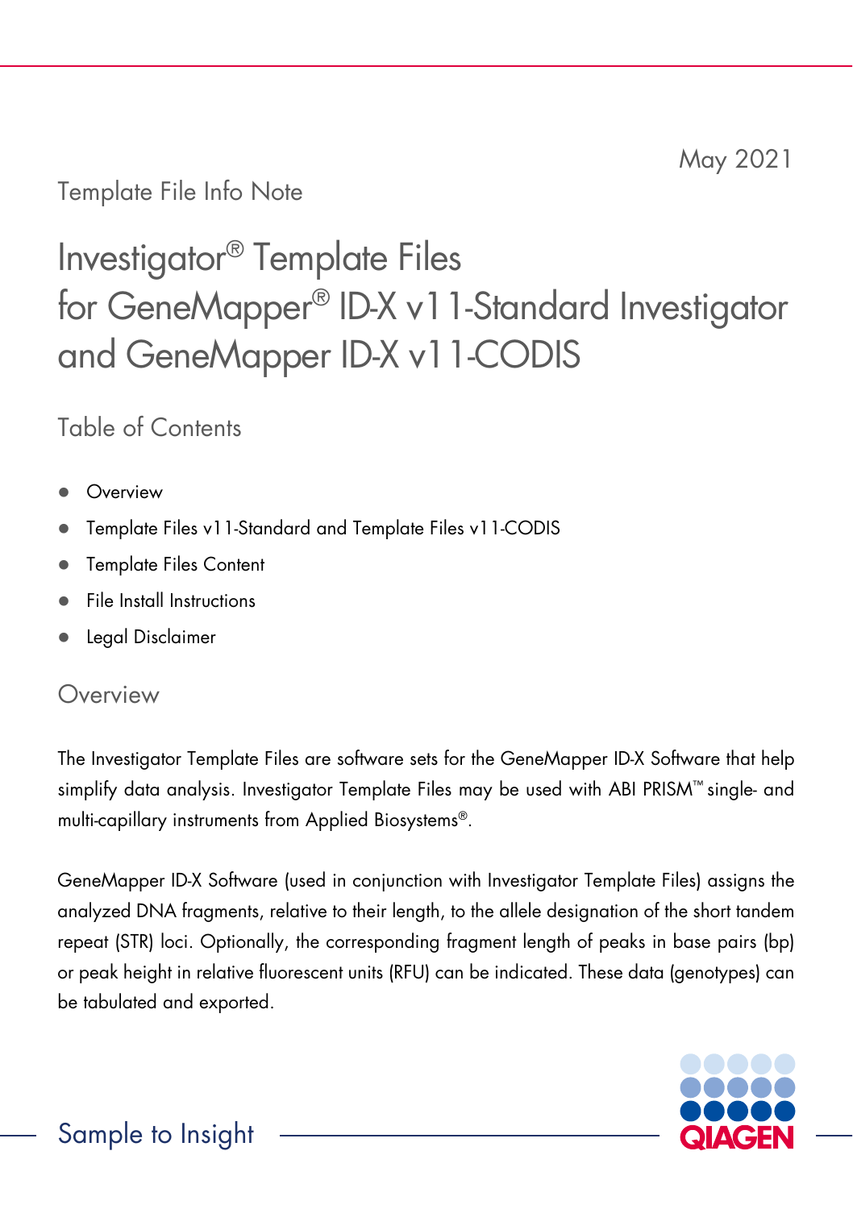May 2021

Template File Info Note

# Investigator® Template Files for GeneMapper® ID-X v11-Standard Investigator and GeneMapper ID-X v11-CODIS

## Table of Contents

- Overview
- Template Files v11-Standard and Template Files v11-CODIS
- Template Files Content
- File Install Instructions
- Legal Disclaimer

## Overview

The Investigator Template Files are software sets for the GeneMapper ID-X Software that help simplify data analysis. Investigator Template Files may be used with ABI PRISM™ single- and multi-capillary instruments from Applied Biosystems®.

GeneMapper ID-X Software (used in conjunction with Investigator Template Files) assigns the analyzed DNA fragments, relative to their length, to the allele designation of the short tandem repeat (STR) loci. Optionally, the corresponding fragment length of peaks in base pairs (bp) or peak height in relative fluorescent units (RFU) can be indicated. These data (genotypes) can be tabulated and exported.

Sample to Insight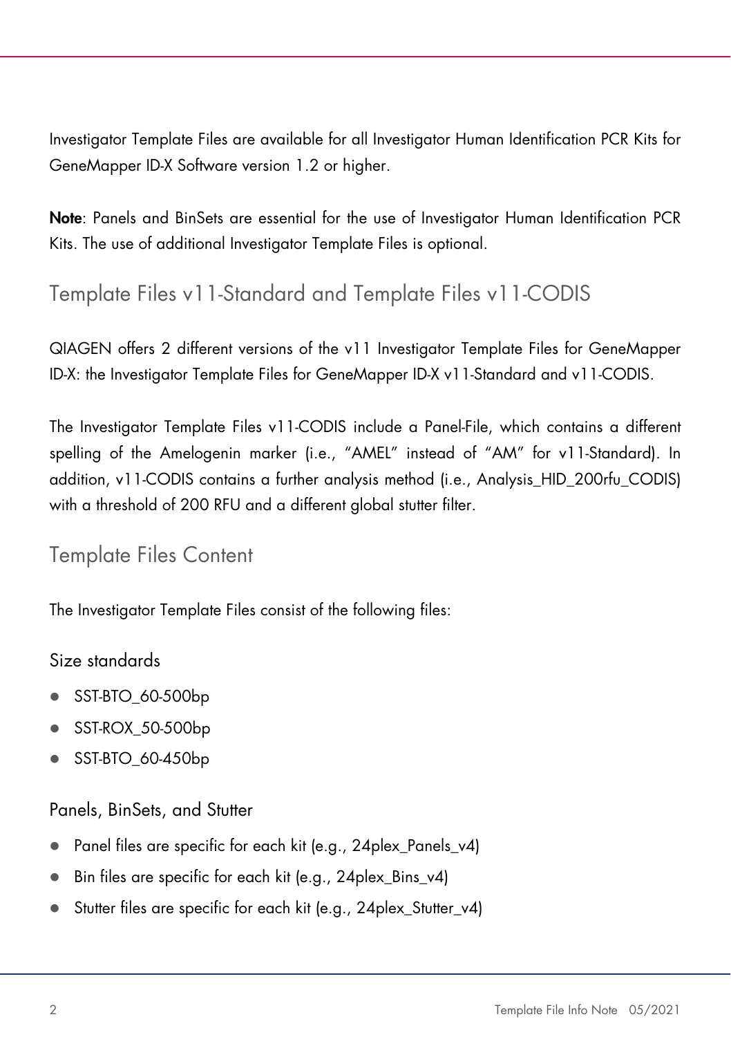Investigator Template Files are available for all Investigator Human Identification PCR Kits for GeneMapper ID-X Software version 1.2 or higher.

**Note**: Panels and BinSets are essential for the use of Investigator Human Identification PCR Kits. The use of additional Investigator Template Files is optional.

## Template Files v11-Standard and Template Files v11-CODIS

QIAGEN offers 2 different versions of the v11 Investigator Template Files for GeneMapper ID-X: the Investigator Template Files for GeneMapper ID-X v11-Standard and v11-CODIS.

The Investigator Template Files v11-CODIS include a Panel-File, which contains a different spelling of the Amelogenin marker (i.e., "AMEL" instead of "AM" for v11-Standard). In addition, v11-CODIS contains a further analysis method (i.e., Analysis_HID_200rfu_CODIS) with a threshold of 200 RFU and a different global stutter filter.

## Template Files Content

The Investigator Template Files consist of the following files:

### Size standards

- SST-BTO_60-500bp
- SST-ROX_50-500bp
- SST-BTO_60-450bp

### Panels, BinSets, and Stutter

- Panel files are specific for each kit (e.g., 24plex_Panels_v4)
- Bin files are specific for each kit (e.g., 24plex_Bins_v4)
- Stutter files are specific for each kit (e.g., 24plex_Stutter_v4)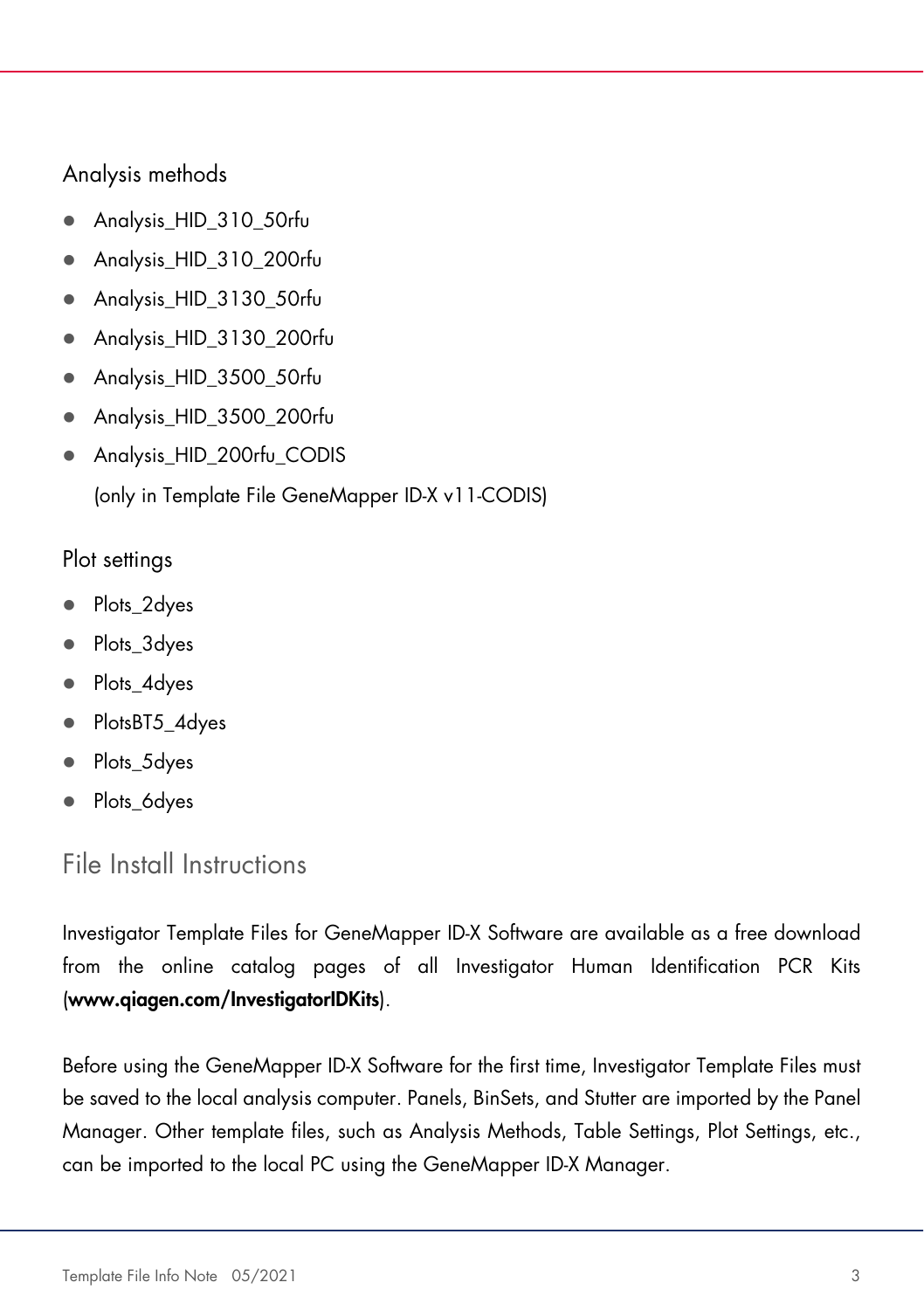### Analysis methods

- Analysis_HID_310_50rfu
- Analysis_HID_310_200rfu
- Analysis_HID_3130_50rfu
- Analysis_HID_3130_200rfu
- Analysis_HID_3500_50rfu
- Analysis_HID_3500_200rfu
- Analysis_HID_200rfu_CODIS
  (only in Template File GeneMapper ID-X v11-CODIS)

### Plot settings

- Plots_2dyes
- Plots_3dyes
- Plots_4dyes
- PlotsBT5_4dyes
- Plots_5dyes
- Plots_6dyes

## File Install Instructions

Investigator Template Files for GeneMapper ID-X Software are available as a free download from the online catalog pages of all Investigator Human Identification PCR Kits (**www.qiagen.com/InvestigatorIDKits**).

Before using the GeneMapper ID-X Software for the first time, Investigator Template Files must be saved to the local analysis computer. Panels, BinSets, and Stutter are imported by the Panel Manager. Other template files, such as Analysis Methods, Table Settings, Plot Settings, etc., can be imported to the local PC using the GeneMapper ID-X Manager.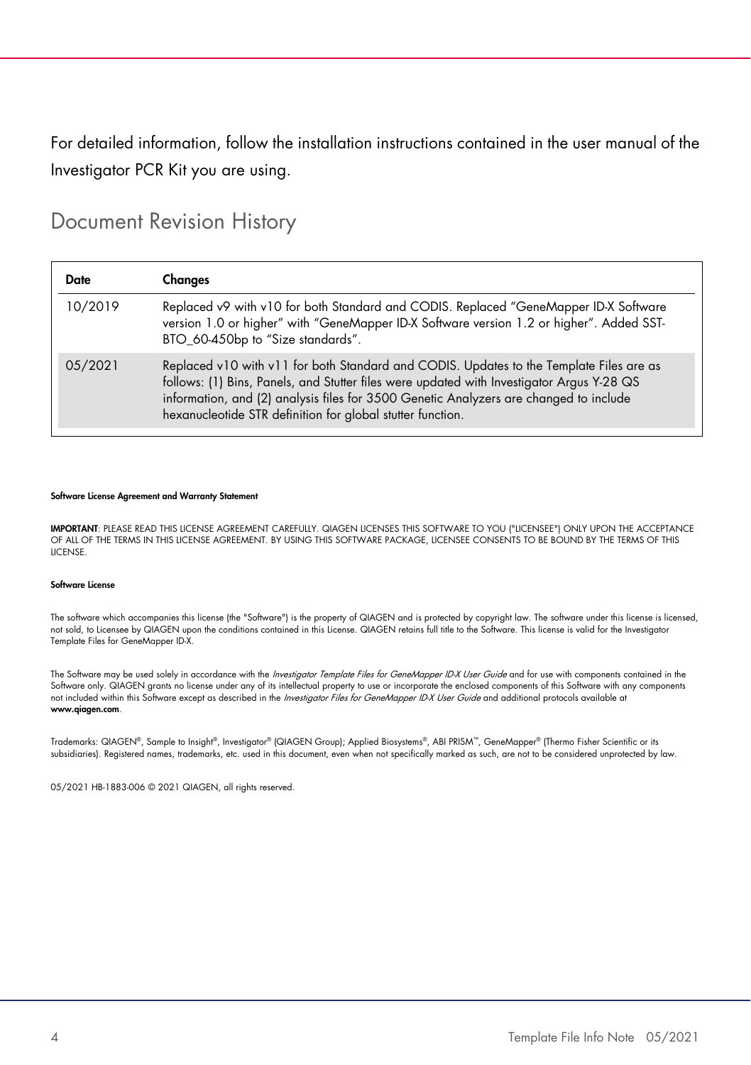For detailed information, follow the installation instructions contained in the user manual of the Investigator PCR Kit you are using.

## Document Revision History

| Date | Changes |
| --- | --- |
| 10/2019 | Replaced v9 with v10 for both Standard and CODIS. Replaced "GeneMapper ID-X Software version 1.0 or higher" with "GeneMapper ID-X Software version 1.2 or higher". Added SST-BTO_60-450bp to "Size standards". |
| 05/2021 | Replaced v10 with v11 for both Standard and CODIS. Updates to the Template Files are as follows: (1) Bins, Panels, and Stutter files were updated with Investigator Argus Y-28 QS information, and (2) analysis files for 3500 Genetic Analyzers are changed to include hexanucleotide STR definition for global stutter function. |

**Software License Agreement and Warranty Statement**

**IMPORTANT**: PLEASE READ THIS LICENSE AGREEMENT CAREFULLY. QIAGEN LICENSES THIS SOFTWARE TO YOU ("LICENSEE") ONLY UPON THE ACCEPTANCE OF ALL OF THE TERMS IN THIS LICENSE AGREEMENT. BY USING THIS SOFTWARE PACKAGE, LICENSEE CONSENTS TO BE BOUND BY THE TERMS OF THIS LICENSE.

**Software License**

The software which accompanies this license (the "Software") is the property of QIAGEN and is protected by copyright law. The software under this license is licensed, not sold, to Licensee by QIAGEN upon the conditions contained in this License. QIAGEN retains full title to the Software. This license is valid for the Investigator Template Files for GeneMapper ID-X.

The Software may be used solely in accordance with the *Investigator Template Files for GeneMapper ID-X User Guide* and for use with components contained in the Software only. QIAGEN grants no license under any of its intellectual property to use or incorporate the enclosed components of this Software with any components not included within this Software except as described in the *Investigator Files for GeneMapper ID-X User Guide* and additional protocols available at **www.qiagen.com**.

Trademarks: QIAGEN®, Sample to Insight®, Investigator® (QIAGEN Group); Applied Biosystems®, ABI PRISM™, GeneMapper® (Thermo Fisher Scientific or its subsidiaries). Registered names, trademarks, etc. used in this document, even when not specifically marked as such, are not to be considered unprotected by law.

05/2021 HB-1883-006 © 2021 QIAGEN, all rights reserved.